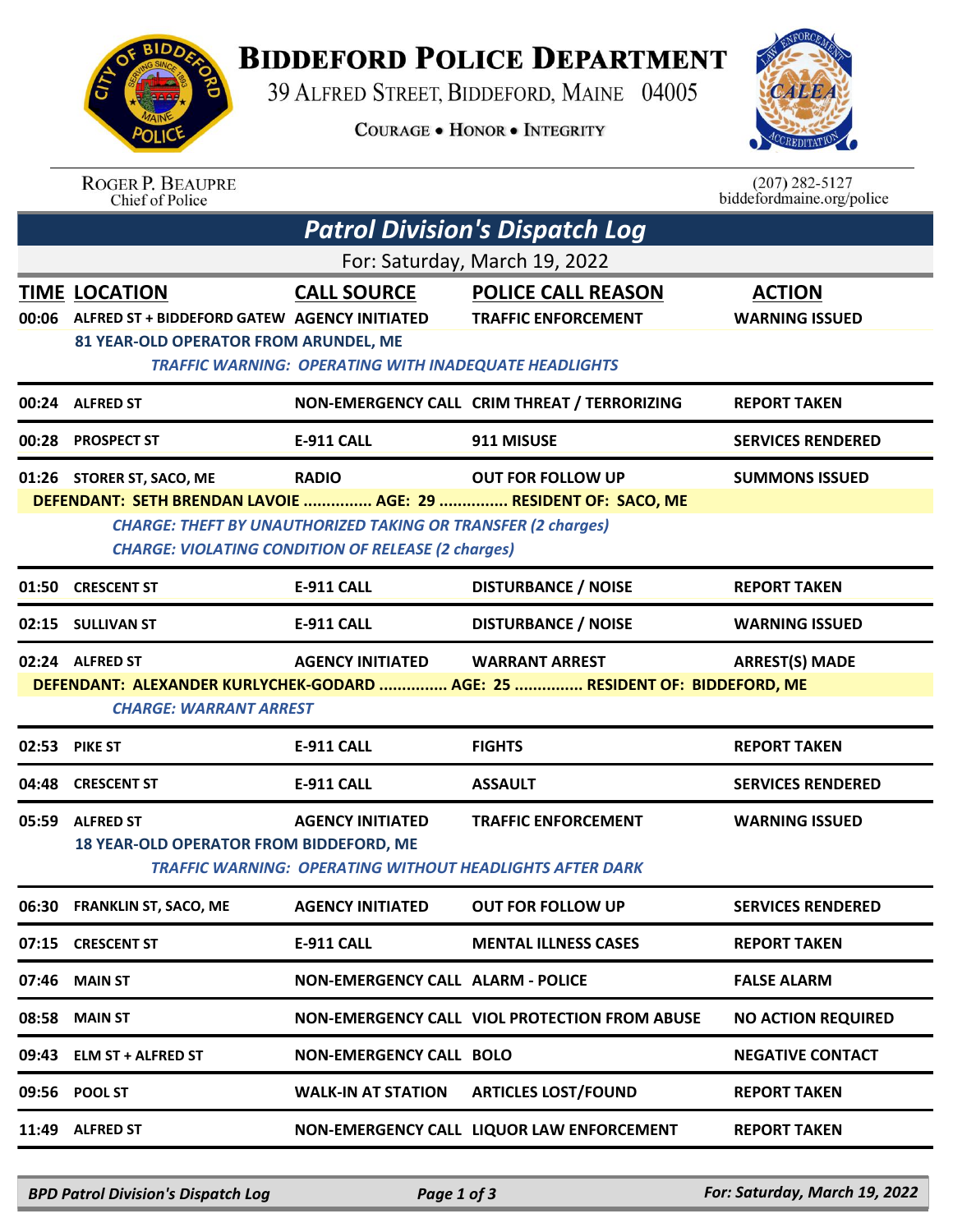# Biddeford Police Department

39 Alfred Street, Biddeford, Maine 04005

Courage • Honor • Integrity

Roger P. Beaupre
Chief of Police

(207) 282-5127
biddefordmaine.org/police

## Patrol Division's Dispatch Log

For: Saturday, March 19, 2022

| TIME | LOCATION | CALL SOURCE | POLICE CALL REASON | ACTION |
|---|---|---|---|---|
| 00:06 | ALFRED ST + BIDDEFORD GATEW | AGENCY INITIATED | TRAFFIC ENFORCEMENT | WARNING ISSUED |
| | 81 YEAR-OLD OPERATOR FROM ARUNDEL, ME<br>*TRAFFIC WARNING: OPERATING WITH INADEQUATE HEADLIGHTS* | | | |
| 00:24 | ALFRED ST | NON-EMERGENCY CALL | CRIM THREAT / TERRORIZING | REPORT TAKEN |
| 00:28 | PROSPECT ST | E-911 CALL | 911 MISUSE | SERVICES RENDERED |
| 01:26 | STORER ST, SACO, ME | RADIO | OUT FOR FOLLOW UP | SUMMONS ISSUED |
| | DEFENDANT: SETH BRENDAN LAVOIE ............... AGE: 29 ............... RESIDENT OF: SACO, ME<br>*CHARGE: THEFT BY UNAUTHORIZED TAKING OR TRANSFER (2 charges)*<br>*CHARGE: VIOLATING CONDITION OF RELEASE (2 charges)* | | | |
| 01:50 | CRESCENT ST | E-911 CALL | DISTURBANCE / NOISE | REPORT TAKEN |
| 02:15 | SULLIVAN ST | E-911 CALL | DISTURBANCE / NOISE | WARNING ISSUED |
| 02:24 | ALFRED ST | AGENCY INITIATED | WARRANT ARREST | ARREST(S) MADE |
| | DEFENDANT: ALEXANDER KURLYCHEK-GODARD ............... AGE: 25 ............... RESIDENT OF: BIDDEFORD, ME<br>*CHARGE: WARRANT ARREST* | | | |
| 02:53 | PIKE ST | E-911 CALL | FIGHTS | REPORT TAKEN |
| 04:48 | CRESCENT ST | E-911 CALL | ASSAULT | SERVICES RENDERED |
| 05:59 | ALFRED ST | AGENCY INITIATED | TRAFFIC ENFORCEMENT | WARNING ISSUED |
| | 18 YEAR-OLD OPERATOR FROM BIDDEFORD, ME<br>*TRAFFIC WARNING: OPERATING WITHOUT HEADLIGHTS AFTER DARK* | | | |
| 06:30 | FRANKLIN ST, SACO, ME | AGENCY INITIATED | OUT FOR FOLLOW UP | SERVICES RENDERED |
| 07:15 | CRESCENT ST | E-911 CALL | MENTAL ILLNESS CASES | REPORT TAKEN |
| 07:46 | MAIN ST | NON-EMERGENCY CALL | ALARM - POLICE | FALSE ALARM |
| 08:58 | MAIN ST | NON-EMERGENCY CALL | VIOL PROTECTION FROM ABUSE | NO ACTION REQUIRED |
| 09:43 | ELM ST + ALFRED ST | NON-EMERGENCY CALL | BOLO | NEGATIVE CONTACT |
| 09:56 | POOL ST | WALK-IN AT STATION | ARTICLES LOST/FOUND | REPORT TAKEN |
| 11:49 | ALFRED ST | NON-EMERGENCY CALL | LIQUOR LAW ENFORCEMENT | REPORT TAKEN |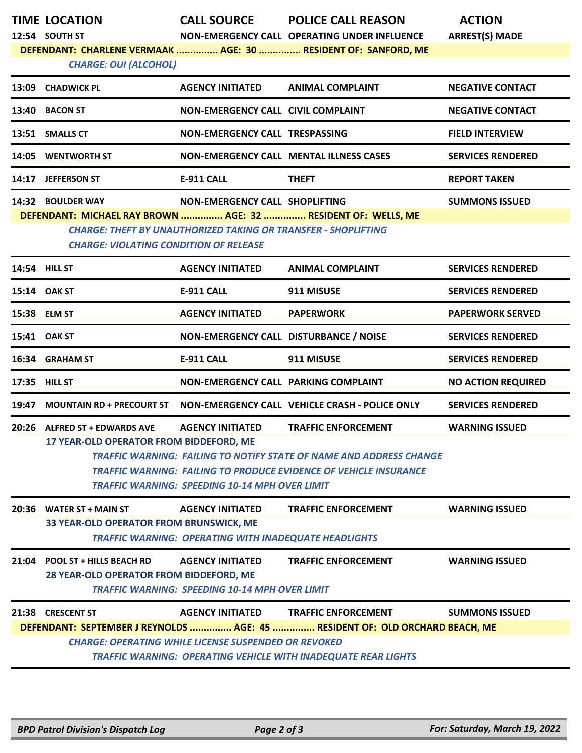| TIME | LOCATION | CALL SOURCE | POLICE CALL REASON | ACTION |
|---|---|---|---|---|
| 12:54 | SOUTH ST | NON-EMERGENCY CALL | OPERATING UNDER INFLUENCE | ARREST(S) MADE |

**DEFENDANT: CHARLENE VERMAAK ............... AGE: 30 ............... RESIDENT OF: SANFORD, ME**

*CHARGE: OUI (ALCOHOL)*

| TIME | LOCATION | CALL SOURCE | POLICE CALL REASON | ACTION |
|---|---|---|---|---|
| 13:09 | CHADWICK PL | AGENCY INITIATED | ANIMAL COMPLAINT | NEGATIVE CONTACT |
| 13:40 | BACON ST | NON-EMERGENCY CALL | CIVIL COMPLAINT | NEGATIVE CONTACT |
| 13:51 | SMALLS CT | NON-EMERGENCY CALL | TRESPASSING | FIELD INTERVIEW |
| 14:05 | WENTWORTH ST | NON-EMERGENCY CALL | MENTAL ILLNESS CASES | SERVICES RENDERED |
| 14:17 | JEFFERSON ST | E-911 CALL | THEFT | REPORT TAKEN |
| 14:32 | BOULDER WAY | NON-EMERGENCY CALL | SHOPLIFTING | SUMMONS ISSUED |

**DEFENDANT: MICHAEL RAY BROWN ............... AGE: 32 ............... RESIDENT OF: WELLS, ME**

*CHARGE: THEFT BY UNAUTHORIZED TAKING OR TRANSFER - SHOPLIFTING*

*CHARGE: VIOLATING CONDITION OF RELEASE*

| TIME | LOCATION | CALL SOURCE | POLICE CALL REASON | ACTION |
|---|---|---|---|---|
| 14:54 | HILL ST | AGENCY INITIATED | ANIMAL COMPLAINT | SERVICES RENDERED |
| 15:14 | OAK ST | E-911 CALL | 911 MISUSE | SERVICES RENDERED |
| 15:38 | ELM ST | AGENCY INITIATED | PAPERWORK | PAPERWORK SERVED |
| 15:41 | OAK ST | NON-EMERGENCY CALL | DISTURBANCE / NOISE | SERVICES RENDERED |
| 16:34 | GRAHAM ST | E-911 CALL | 911 MISUSE | SERVICES RENDERED |
| 17:35 | HILL ST | NON-EMERGENCY CALL | PARKING COMPLAINT | NO ACTION REQUIRED |
| 19:47 | MOUNTAIN RD + PRECOURT ST | NON-EMERGENCY CALL | VEHICLE CRASH - POLICE ONLY | SERVICES RENDERED |
| 20:26 | ALFRED ST + EDWARDS AVE | AGENCY INITIATED | TRAFFIC ENFORCEMENT | WARNING ISSUED |

**17 YEAR-OLD OPERATOR FROM BIDDEFORD, ME**

*TRAFFIC WARNING: FAILING TO NOTIFY STATE OF NAME AND ADDRESS CHANGE*

*TRAFFIC WARNING: FAILING TO PRODUCE EVIDENCE OF VEHICLE INSURANCE*

*TRAFFIC WARNING: SPEEDING 10-14 MPH OVER LIMIT*

| TIME | LOCATION | CALL SOURCE | POLICE CALL REASON | ACTION |
|---|---|---|---|---|
| 20:36 | WATER ST + MAIN ST | AGENCY INITIATED | TRAFFIC ENFORCEMENT | WARNING ISSUED |

**33 YEAR-OLD OPERATOR FROM BRUNSWICK, ME**

*TRAFFIC WARNING: OPERATING WITH INADEQUATE HEADLIGHTS*

| TIME | LOCATION | CALL SOURCE | POLICE CALL REASON | ACTION |
|---|---|---|---|---|
| 21:04 | POOL ST + HILLS BEACH RD | AGENCY INITIATED | TRAFFIC ENFORCEMENT | WARNING ISSUED |

**28 YEAR-OLD OPERATOR FROM BIDDEFORD, ME**

*TRAFFIC WARNING: SPEEDING 10-14 MPH OVER LIMIT*

| TIME | LOCATION | CALL SOURCE | POLICE CALL REASON | ACTION |
|---|---|---|---|---|
| 21:38 | CRESCENT ST | AGENCY INITIATED | TRAFFIC ENFORCEMENT | SUMMONS ISSUED |

**DEFENDANT: SEPTEMBER J REYNOLDS ............... AGE: 45 ............... RESIDENT OF: OLD ORCHARD BEACH, ME**

*CHARGE: OPERATING WHILE LICENSE SUSPENDED OR REVOKED*

*TRAFFIC WARNING: OPERATING VEHICLE WITH INADEQUATE REAR LIGHTS*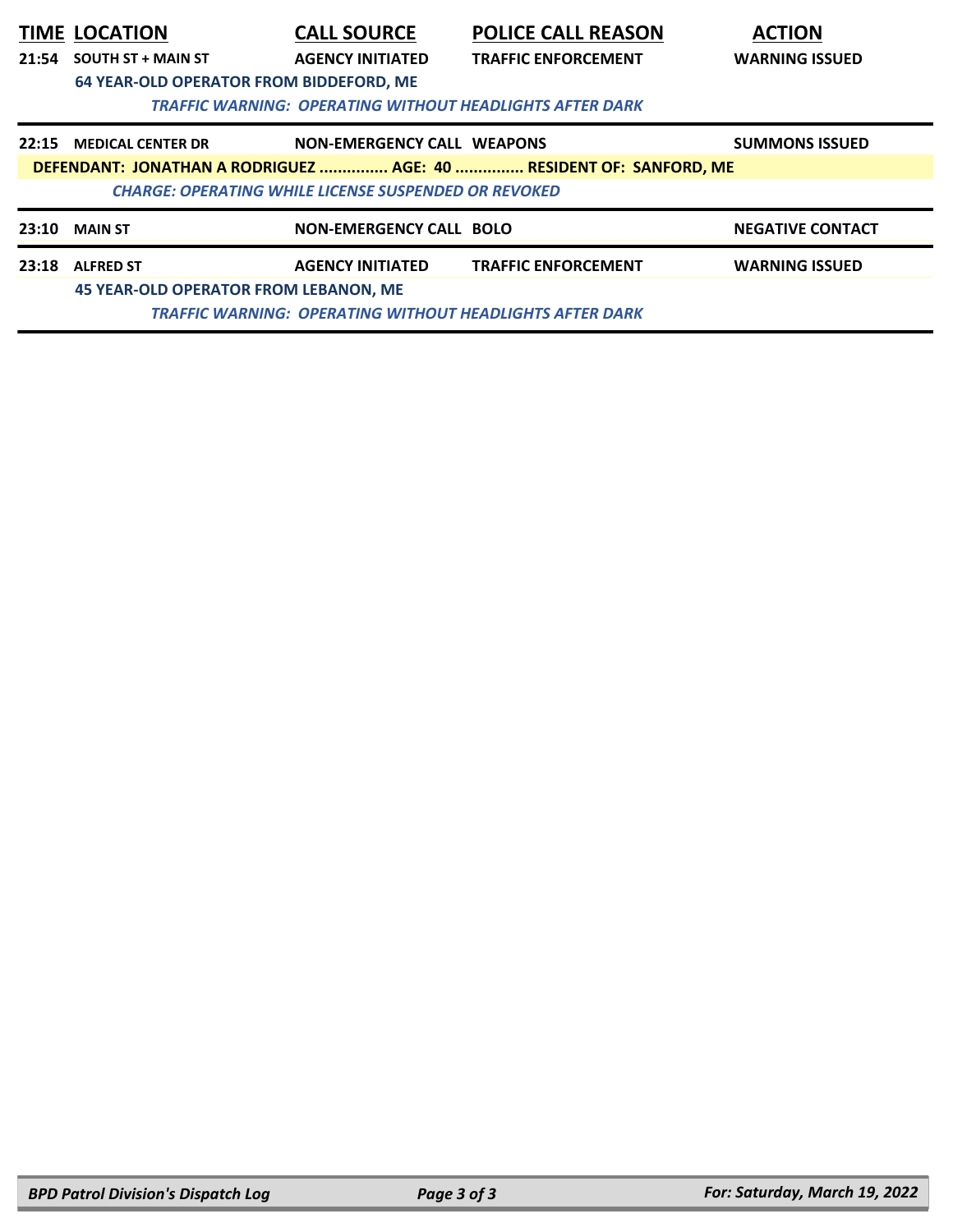| TIME | LOCATION | CALL SOURCE | POLICE CALL REASON | ACTION |
|---|---|---|---|---|
| 21:54 | SOUTH ST + MAIN ST | AGENCY INITIATED | TRAFFIC ENFORCEMENT | WARNING ISSUED |
| | 64 YEAR-OLD OPERATOR FROM BIDDEFORD, ME | | | |
| | *TRAFFIC WARNING: OPERATING WITHOUT HEADLIGHTS AFTER DARK* | | | |
| 22:15 | MEDICAL CENTER DR | NON-EMERGENCY CALL | WEAPONS | SUMMONS ISSUED |
| | DEFENDANT: JONATHAN A RODRIGUEZ ............... AGE: 40 ............... RESIDENT OF: SANFORD, ME | | | |
| | *CHARGE: OPERATING WHILE LICENSE SUSPENDED OR REVOKED* | | | |
| 23:10 | MAIN ST | NON-EMERGENCY CALL | BOLO | NEGATIVE CONTACT |
| 23:18 | ALFRED ST | AGENCY INITIATED | TRAFFIC ENFORCEMENT | WARNING ISSUED |
| | 45 YEAR-OLD OPERATOR FROM LEBANON, ME | | | |
| | *TRAFFIC WARNING: OPERATING WITHOUT HEADLIGHTS AFTER DARK* | | | |